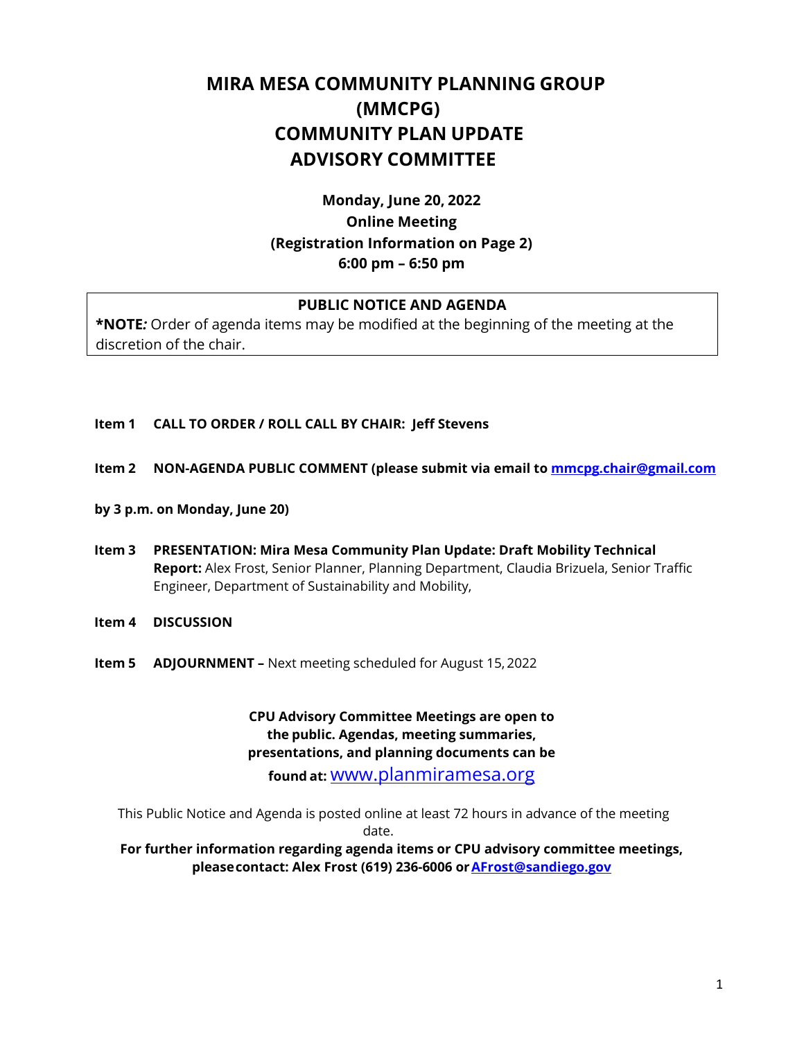# MIRA MESA COMMUNITY PLANNING GROUP (MMCPG) COMMUNITY PLAN UPDATE ADVISORY COMMITTEE

**Monday, June 20, 2022**
**Online Meeting**
**(Registration Information on Page 2)**
**6:00 pm – 6:50 pm**

**PUBLIC NOTICE AND AGENDA**

***NOTE*:** Order of agenda items may be modified at the beginning of the meeting at the discretion of the chair.

**Item 1 CALL TO ORDER / ROLL CALL BY CHAIR: Jeff Stevens**

**Item 2 NON-AGENDA PUBLIC COMMENT (please submit via email to mmcpg.chair@gmail.com by 3 p.m. on Monday, June 20)**

**Item 3 PRESENTATION: Mira Mesa Community Plan Update: Draft Mobility Technical Report:** Alex Frost, Senior Planner, Planning Department, Claudia Brizuela, Senior Traffic Engineer, Department of Sustainability and Mobility,

**Item 4 DISCUSSION**

**Item 5 ADJOURNMENT –** Next meeting scheduled for August 15, 2022

**CPU Advisory Committee Meetings are open to the public. Agendas, meeting summaries, presentations, and planning documents can be found at:** www.planmiramesa.org

This Public Notice and Agenda is posted online at least 72 hours in advance of the meeting date.

**For further information regarding agenda items or CPU advisory committee meetings, please contact: Alex Frost (619) 236-6006 or AFrost@sandiego.gov**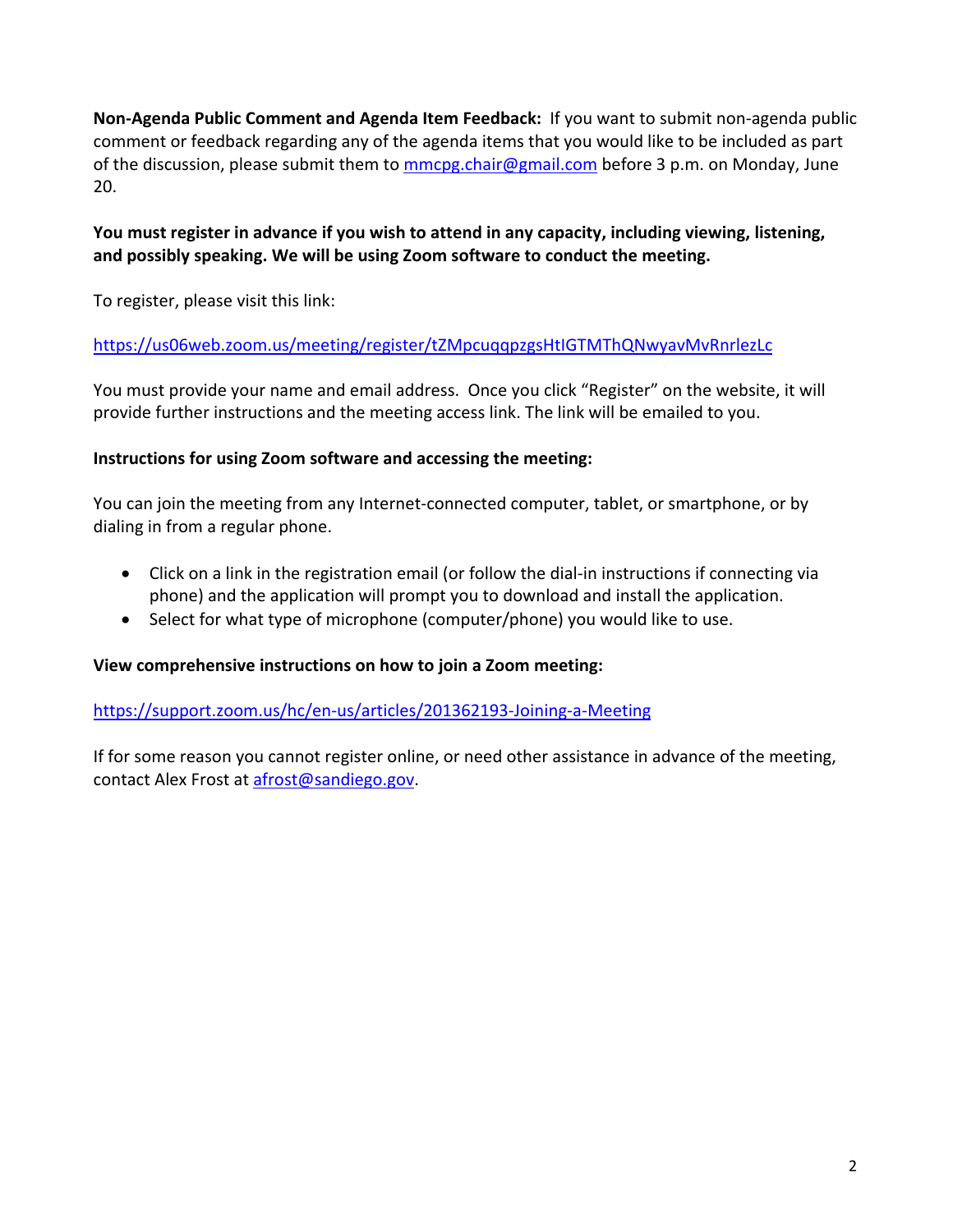**Non-Agenda Public Comment and Agenda Item Feedback:** If you want to submit non-agenda public comment or feedback regarding any of the agenda items that you would like to be included as part of the discussion, please submit them to mmcpg.chair@gmail.com before 3 p.m. on Monday, June 20.

**You must register in advance if you wish to attend in any capacity, including viewing, listening, and possibly speaking. We will be using Zoom software to conduct the meeting.**

To register, please visit this link:

https://us06web.zoom.us/meeting/register/tZMpcuqqpzgsHtIGTMThQNwyavMvRnrlezLc

You must provide your name and email address. Once you click "Register" on the website, it will provide further instructions and the meeting access link. The link will be emailed to you.

**Instructions for using Zoom software and accessing the meeting:**

You can join the meeting from any Internet-connected computer, tablet, or smartphone, or by dialing in from a regular phone.

- Click on a link in the registration email (or follow the dial-in instructions if connecting via phone) and the application will prompt you to download and install the application.
- Select for what type of microphone (computer/phone) you would like to use.

**View comprehensive instructions on how to join a Zoom meeting:**

https://support.zoom.us/hc/en-us/articles/201362193-Joining-a-Meeting

If for some reason you cannot register online, or need other assistance in advance of the meeting, contact Alex Frost at afrost@sandiego.gov.